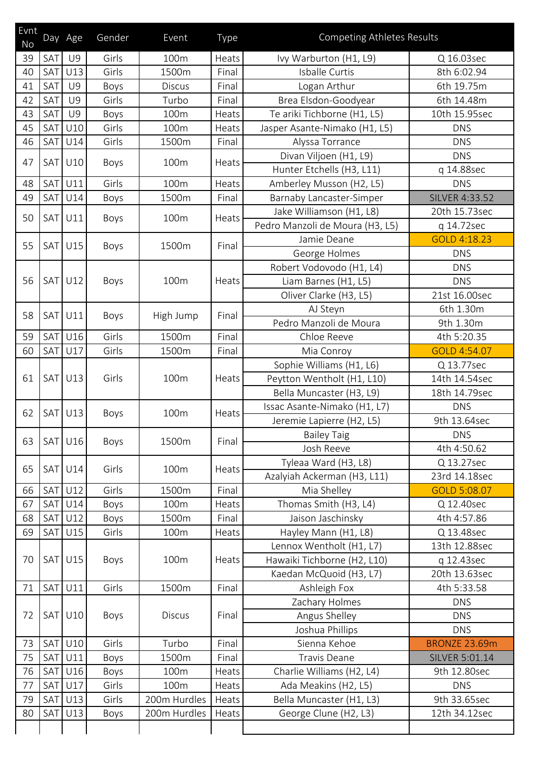| Evnt No | Day | Age | Gender | Event | Type | Competing Athletes | Results |
|---|---|---|---|---|---|---|---|
| 39 | SAT | U9 | Girls | 100m | Heats | Ivy Warburton (H1, L9) | Q 16.03sec |
| 40 | SAT | U13 | Girls | 1500m | Final | Isballe Curtis | 8th 6:02.94 |
| 41 | SAT | U9 | Boys | Discus | Final | Logan Arthur | 6th 19.75m |
| 42 | SAT | U9 | Girls | Turbo | Final | Brea Elsdon-Goodyear | 6th 14.48m |
| 43 | SAT | U9 | Boys | 100m | Heats | Te ariki Tichborne (H1, L5) | 10th 15.95sec |
| 45 | SAT | U10 | Girls | 100m | Heats | Jasper Asante-Nimako (H1, L5) | DNS |
| 46 | SAT | U14 | Girls | 1500m | Final | Alyssa Torrance | DNS |
| 47 | SAT | U10 | Boys | 100m | Heats | Divan Viljoen (H1, L9) | DNS |
| | | | | | | Hunter Etchells (H3, L11) | q 14.88sec |
| 48 | SAT | U11 | Girls | 100m | Heats | Amberley Musson (H2, L5) | DNS |
| 49 | SAT | U14 | Boys | 1500m | Final | Barnaby Lancaster-Simper | SILVER 4:33.52 |
| 50 | SAT | U11 | Boys | 100m | Heats | Jake Williamson (H1, L8) | 20th 15.73sec |
| | | | | | | Pedro Manzoli de Moura (H3, L5) | q 14.72sec |
| 55 | SAT | U15 | Boys | 1500m | Final | Jamie Deane | GOLD 4:18.23 |
| | | | | | | George Holmes | DNS |
| 56 | SAT | U12 | Boys | 100m | Heats | Robert Vodovodo (H1, L4) | DNS |
| | | | | | | Liam Barnes (H1, L5) | DNS |
| | | | | | | Oliver Clarke (H3, L5) | 21st 16.00sec |
| 58 | SAT | U11 | Boys | High Jump | Final | AJ Steyn | 6th 1.30m |
| | | | | | | Pedro Manzoli de Moura | 9th 1.30m |
| 59 | SAT | U16 | Girls | 1500m | Final | Chloe Reeve | 4th 5:20.35 |
| 60 | SAT | U17 | Girls | 1500m | Final | Mia Conroy | GOLD 4:54.07 |
| 61 | SAT | U13 | Girls | 100m | Heats | Sophie Williams (H1, L6) | Q 13.77sec |
| | | | | | | Peytton Wentholt (H1, L10) | 14th 14.54sec |
| | | | | | | Bella Muncaster (H3, L9) | 18th 14.79sec |
| 62 | SAT | U13 | Boys | 100m | Heats | Issac Asante-Nimako (H1, L7) | DNS |
| | | | | | | Jeremie Lapierre (H2, L5) | 9th 13.64sec |
| 63 | SAT | U16 | Boys | 1500m | Final | Bailey Taig | DNS |
| | | | | | | Josh Reeve | 4th 4:50.62 |
| 65 | SAT | U14 | Girls | 100m | Heats | Tyleaa Ward (H3, L8) | Q 13.27sec |
| | | | | | | Azalyiah Ackerman (H3, L11) | 23rd 14.18sec |
| 66 | SAT | U12 | Girls | 1500m | Final | Mia Shelley | GOLD 5:08.07 |
| 67 | SAT | U14 | Boys | 100m | Heats | Thomas Smith (H3, L4) | Q 12.40sec |
| 68 | SAT | U12 | Boys | 1500m | Final | Jaison Jaschinsky | 4th 4:57.86 |
| 69 | SAT | U15 | Girls | 100m | Heats | Hayley Mann (H1, L8) | Q 13.48sec |
| 70 | SAT | U15 | Boys | 100m | Heats | Lennox Wentholt (H1, L7) | 13th 12.88sec |
| | | | | | | Hawaiki Tichborne (H2, L10) | q 12.43sec |
| | | | | | | Kaedan McQuoid (H3, L7) | 20th 13.63sec |
| 71 | SAT | U11 | Girls | 1500m | Final | Ashleigh Fox | 4th 5:33.58 |
| 72 | SAT | U10 | Boys | Discus | Final | Zachary Holmes | DNS |
| | | | | | | Angus Shelley | DNS |
| | | | | | | Joshua Phillips | DNS |
| 73 | SAT | U10 | Girls | Turbo | Final | Sienna Kehoe | BRONZE 23.69m |
| 75 | SAT | U11 | Boys | 1500m | Final | Travis Deane | SILVER 5:01.14 |
| 76 | SAT | U16 | Boys | 100m | Heats | Charlie Williams (H2, L4) | 9th 12.80sec |
| 77 | SAT | U17 | Girls | 100m | Heats | Ada Meakins (H2, L5) | DNS |
| 79 | SAT | U13 | Girls | 200m Hurdles | Heats | Bella Muncaster (H1, L3) | 9th 33.65sec |
| 80 | SAT | U13 | Boys | 200m Hurdles | Heats | George Clune (H2, L3) | 12th 34.12sec |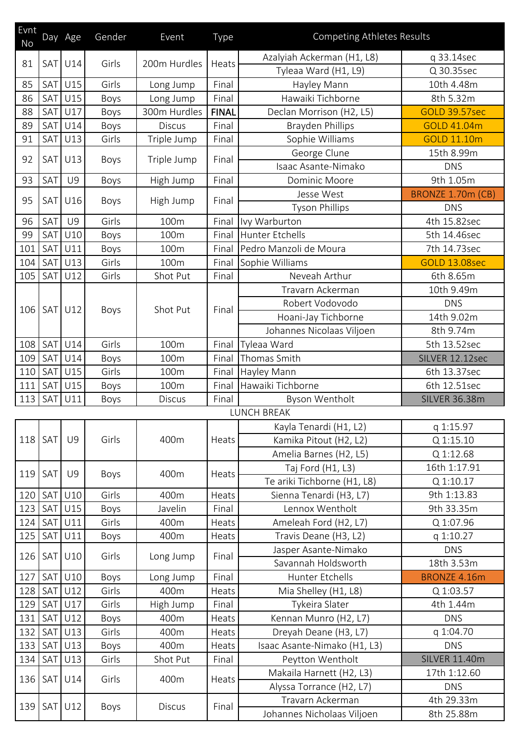| Evnt No | Day | Age | Gender | Event | Type | Competing Athletes Results | |
|---|---|---|---|---|---|---|---|
| 81 | SAT | U14 | Girls | 200m Hurdles | Heats | Azalyiah Ackerman (H1, L8) | q 33.14sec |
| | | | | | | Tyleaa Ward (H1, L9) | Q 30.35sec |
| 85 | SAT | U15 | Girls | Long Jump | Final | Hayley Mann | 10th 4.48m |
| 86 | SAT | U15 | Boys | Long Jump | Final | Hawaiki Tichborne | 8th 5.32m |
| 88 | SAT | U17 | Boys | 300m Hurdles | **FINAL** | Declan Morrison (H2, L5) | GOLD 39.57sec |
| 89 | SAT | U14 | Boys | Discus | Final | Brayden Phillips | GOLD 41.04m |
| 91 | SAT | U13 | Girls | Triple Jump | Final | Sophie Williams | GOLD 11.10m |
| 92 | SAT | U13 | Boys | Triple Jump | Final | George Clune | 15th 8.99m |
| | | | | | | Isaac Asante-Nimako | DNS |
| 93 | SAT | U9 | Boys | High Jump | Final | Dominic Moore | 9th 1.05m |
| 95 | SAT | U16 | Boys | High Jump | Final | Jesse West | BRONZE 1.70m (CB) |
| | | | | | | Tyson Phillips | DNS |
| 96 | SAT | U9 | Girls | 100m | Final | Ivy Warburton | 4th 15.82sec |
| 99 | SAT | U10 | Boys | 100m | Final | Hunter Etchells | 5th 14.46sec |
| 101 | SAT | U11 | Boys | 100m | Final | Pedro Manzoli de Moura | 7th 14.73sec |
| 104 | SAT | U13 | Girls | 100m | Final | Sophie Williams | GOLD 13.08sec |
| 105 | SAT | U12 | Girls | Shot Put | Final | Neveah Arthur | 6th 8.65m |
| 106 | SAT | U12 | Boys | Shot Put | Final | Travarn Ackerman | 10th 9.49m |
| | | | | | | Robert Vodovodo | DNS |
| | | | | | | Hoani-Jay Tichborne | 14th 9.02m |
| | | | | | | Johannes Nicolaas Viljoen | 8th 9.74m |
| 108 | SAT | U14 | Girls | 100m | Final | Tyleaa Ward | 5th 13.52sec |
| 109 | SAT | U14 | Boys | 100m | Final | Thomas Smith | SILVER 12.12sec |
| 110 | SAT | U15 | Girls | 100m | Final | Hayley Mann | 6th 13.37sec |
| 111 | SAT | U15 | Boys | 100m | Final | Hawaiki Tichborne | 6th 12.51sec |
| 113 | SAT | U11 | Boys | Discus | Final | Byson Wentholt | SILVER 36.38m |
| | | | | | | LUNCH BREAK | |
| 118 | SAT | U9 | Girls | 400m | Heats | Kayla Tenardi (H1, L2) | q 1:15.97 |
| | | | | | | Kamika Pitout (H2, L2) | Q 1:15.10 |
| | | | | | | Amelia Barnes (H2, L5) | Q 1:12.68 |
| 119 | SAT | U9 | Boys | 400m | Heats | Taj Ford (H1, L3) | 16th 1:17.91 |
| | | | | | | Te ariki Tichborne (H1, L8) | Q 1:10.17 |
| 120 | SAT | U10 | Girls | 400m | Heats | Sienna Tenardi (H3, L7) | 9th 1:13.83 |
| 123 | SAT | U15 | Boys | Javelin | Final | Lennox Wentholt | 9th 33.35m |
| 124 | SAT | U11 | Girls | 400m | Heats | Ameleah Ford (H2, L7) | Q 1:07.96 |
| 125 | SAT | U11 | Boys | 400m | Heats | Travis Deane (H3, L2) | q 1:10.27 |
| 126 | SAT | U10 | Girls | Long Jump | Final | Jasper Asante-Nimako | DNS |
| | | | | | | Savannah Holdsworth | 18th 3.53m |
| 127 | SAT | U10 | Boys | Long Jump | Final | Hunter Etchells | BRONZE 4.16m |
| 128 | SAT | U12 | Girls | 400m | Heats | Mia Shelley (H1, L8) | Q 1:03.57 |
| 129 | SAT | U17 | Girls | High Jump | Final | Tykeira Slater | 4th 1.44m |
| 131 | SAT | U12 | Boys | 400m | Heats | Kennan Munro (H2, L7) | DNS |
| 132 | SAT | U13 | Girls | 400m | Heats | Dreyah Deane (H3, L7) | q 1:04.70 |
| 133 | SAT | U13 | Boys | 400m | Heats | Isaac Asante-Nimako (H1, L3) | DNS |
| 134 | SAT | U13 | Girls | Shot Put | Final | Peytton Wentholt | SILVER 11.40m |
| 136 | SAT | U14 | Girls | 400m | Heats | Makaila Harnett (H2, L3) | 17th 1:12.60 |
| | | | | | | Alyssa Torrance (H2, L7) | DNS |
| 139 | SAT | U12 | Boys | Discus | Final | Travarn Ackerman | 4th 29.33m |
| | | | | | | Johannes Nicholaas Viljoen | 8th 25.88m |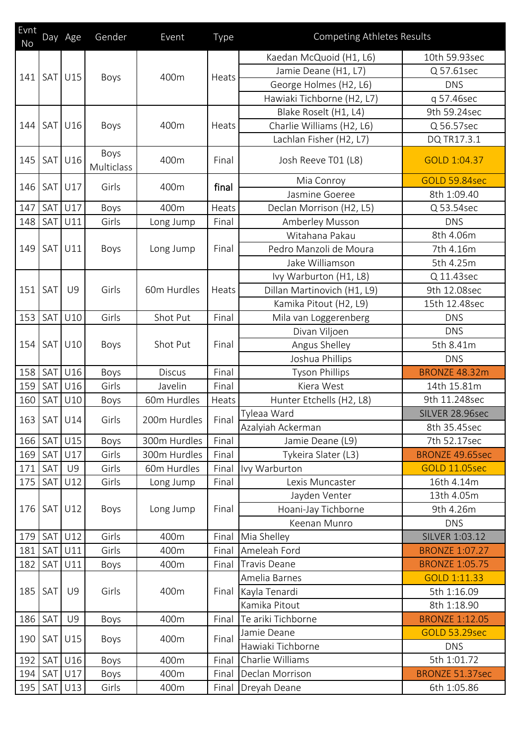| Evnt No | Day | Age | Gender | Event | Type | Competing Athletes Results | |
|---|---|---|---|---|---|---|---|
| 141 | SAT | U15 | Boys | 400m | Heats | Kaedan McQuoid (H1, L6) | 10th 59.93sec |
| | | | | | | Jamie Deane (H1, L7) | Q 57.61sec |
| | | | | | | George Holmes (H2, L6) | DNS |
| | | | | | | Hawiaki Tichborne (H2, L7) | q 57.46sec |
| 144 | SAT | U16 | Boys | 400m | Heats | Blake Roselt (H1, L4) | 9th 59.24sec |
| | | | | | | Charlie Williams (H2, L6) | Q 56.57sec |
| | | | | | | Lachlan Fisher (H2, L7) | DQ TR17.3.1 |
| 145 | SAT | U16 | Boys Multiclass | 400m | Final | Josh Reeve T01 (L8) | GOLD 1:04.37 |
| 146 | SAT | U17 | Girls | 400m | final | Mia Conroy | GOLD 59.84sec |
| | | | | | | Jasmine Goeree | 8th 1:09.40 |
| 147 | SAT | U17 | Boys | 400m | Heats | Declan Morrison (H2, L5) | Q 53.54sec |
| 148 | SAT | U11 | Girls | Long Jump | Final | Amberley Musson | DNS |
| 149 | SAT | U11 | Boys | Long Jump | Final | Witahana Pakau | 8th 4.06m |
| | | | | | | Pedro Manzoli de Moura | 7th 4.16m |
| | | | | | | Jake Williamson | 5th 4.25m |
| 151 | SAT | U9 | Girls | 60m Hurdles | Heats | Ivy Warburton (H1, L8) | Q 11.43sec |
| | | | | | | Dillan Martinovich (H1, L9) | 9th 12.08sec |
| | | | | | | Kamika Pitout (H2, L9) | 15th 12.48sec |
| 153 | SAT | U10 | Girls | Shot Put | Final | Mila van Loggerenberg | DNS |
| 154 | SAT | U10 | Boys | Shot Put | Final | Divan Viljoen | DNS |
| | | | | | | Angus Shelley | 5th 8.41m |
| | | | | | | Joshua Phillips | DNS |
| 158 | SAT | U16 | Boys | Discus | Final | Tyson Phillips | BRONZE 48.32m |
| 159 | SAT | U16 | Girls | Javelin | Final | Kiera West | 14th 15.81m |
| 160 | SAT | U10 | Boys | 60m Hurdles | Heats | Hunter Etchells (H2, L8) | 9th 11.248sec |
| 163 | SAT | U14 | Girls | 200m Hurdles | Final | Tyleaa Ward | SILVER 28.96sec |
| | | | | | | Azalyiah Ackerman | 8th 35.45sec |
| 166 | SAT | U15 | Boys | 300m Hurdles | Final | Jamie Deane (L9) | 7th 52.17sec |
| 169 | SAT | U17 | Girls | 300m Hurdles | Final | Tykeira Slater (L3) | BRONZE 49.65sec |
| 171 | SAT | U9 | Girls | 60m Hurdles | Final | Ivy Warburton | GOLD 11.05sec |
| 175 | SAT | U12 | Girls | Long Jump | Final | Lexis Muncaster | 16th 4.14m |
| 176 | SAT | U12 | Boys | Long Jump | Final | Jayden Venter | 13th 4.05m |
| | | | | | | Hoani-Jay Tichborne | 9th 4.26m |
| | | | | | | Keenan Munro | DNS |
| 179 | SAT | U12 | Girls | 400m | Final | Mia Shelley | SILVER 1:03.12 |
| 181 | SAT | U11 | Girls | 400m | Final | Ameleah Ford | BRONZE 1:07.27 |
| 182 | SAT | U11 | Boys | 400m | Final | Travis Deane | BRONZE 1:05.75 |
| 185 | SAT | U9 | Girls | 400m | Final | Amelia Barnes | GOLD 1:11.33 |
| | | | | | | Kayla Tenardi | 5th 1:16.09 |
| | | | | | | Kamika Pitout | 8th 1:18.90 |
| 186 | SAT | U9 | Boys | 400m | Final | Te ariki Tichborne | BRONZE 1:12.05 |
| 190 | SAT | U15 | Boys | 400m | Final | Jamie Deane | GOLD 53.29sec |
| | | | | | | Hawiaki Tichborne | DNS |
| 192 | SAT | U16 | Boys | 400m | Final | Charlie Williams | 5th 1:01.72 |
| 194 | SAT | U17 | Boys | 400m | Final | Declan Morrison | BRONZE 51.37sec |
| 195 | SAT | U13 | Girls | 400m | Final | Dreyah Deane | 6th 1:05.86 |